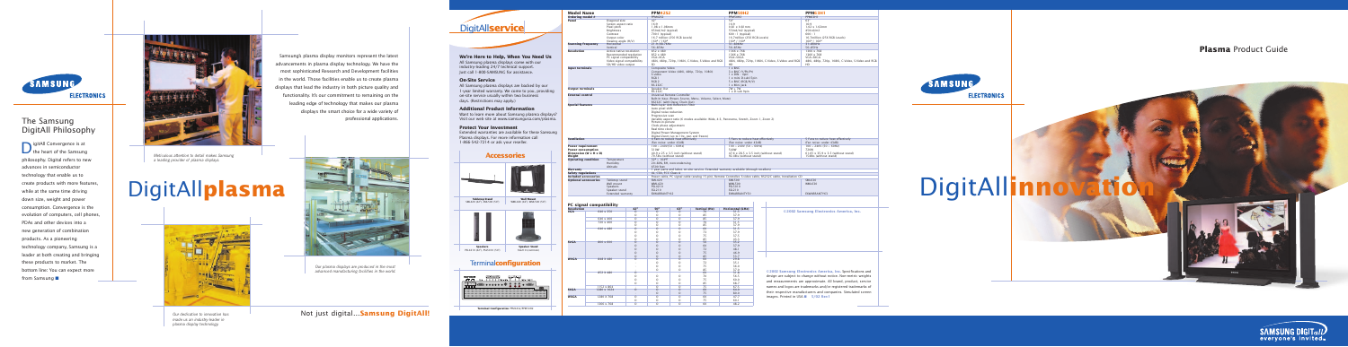# The Samsung DigitAll Philosophy

DigitAll Convergence is at the heart of the Samsung philosophy. Digital refers to new advances in semiconductor technology that enable us to create products with more features, while at the same time driving down size, weight and power consumption. Convergence is the evolution of computers, cell phones, PDAs and other devices into a new generation of combination products. As a pioneering technology company, Samsung is a leader at both creating and bringing these products to market. The bottom line: You can expect more from Samsung.

*Meticulous attention to detail makes Samsung a leading provider of plasma displays.*

# DigitAll**plasma**

Samsung's plasma display monitors represent the latest advancements in plasma display technology. We have the most sophisticated Research and Development facilities in the world. These facilities enable us to create plasma displays that lead the industry in both picture quality and functionality. It's our commitment to remaining on the leading edge of technology that makes our plasma displays the smart choice for a wide variety of professional applications.

*Our plasma displays are produced in the most advanced manufacturing facilities in the world.*

*Our dedication to innovation has made us an industry leader in plasma display technology.*

Not just digital...**Samsung DigitAll!**

## DigitAll**service**

### We're Here to Help, When You Need Us

All Samsung plasma displays come with our industry-leading 24/7 technical support. Just call 1-800-SAMSUNG for assistance.

### On-Site Service

All Samsung plasma displays are backed by our 1 year limited warranty. We come to you, providing on-site service usually within two business days. (Restrictions may apply.)

### Additional Product Information

Want to learn more about Samsung plasma displays? Visit our web site at www.samsungusa.com/plasma.

### Protect Your Investment

Extended warranties are available for these Samsung Plasma displays. For more information call 1-866-542-7214 or ask your reseller.

## Accessories

Tabletop Stand (BN42-CC/BN71, BN43-CC/8?1)

Wall Mount (BN42-W-A7?, BN43-W-7??)

Speakers (PN42-SP-A77, PN43SP-75??)

Speaker Stand Model # ceiling?

## Terminal**configuration**

Terminal Configuration / PPM-42-PPM-50

| Model Name | | PPM42S2 | PPM50H2 | PPM63H1 |
|---|---|---|---|---|
| Panel | Diagonal Size | 42" | 50" | 63" |
| | Screen aspect ratio | 16:9 | 16:9 | 16:9 |
| | Pixel pitch | 1.08 x 1.08mm | 0.81 x 0.81mm | 1.02 x 1.02mm |
| | Brightness | 950cd/m² (typical) | 950cd/m² (typical) | 450cd/m² |
| | Contrast | 750:1 (typical) | 900:1 (typical) | 800:1 |
| | Display colors | 16.77 million (256 RGB levels) | 16.77 million (256 RGB levels) | 16.77 million (256 RGB levels) |
| | Viewing angle (H/V) | 160° / 160° | 160° / 160° | 160° / 160° |
| Scanning Frequency | Horizontal | 15-90kHz | 15-90kHz | 15-90kHz |
| | Vertical | 50-85Hz | 50-85Hz | 50-85Hz |
| Resolution | Native pixel resolution | 852 x 480 | 1366 x 768 | 1366 x 768 |
| | Recommended resolution | 852 x 480 | 1366 x 768 | 1366 x 768 |
| | PC signal compatibility | VGA-XGA | VGA-SXGA | VGA-SXGA |
| | Video signal compatibility | 480i, 480p, 720p, 1080i, C-Video, S-Video and RGB | 480i, 480p, 720p, 1080i, C-Video, S-Video and RGB | 480i, 480p, 720p, 1080i, C-Video, S-Video and RGB |
| | SD/HD video output | SD | HD | HD |
| Input terminals | | Composite Video<br>Component video (480i, 480p, 720p, 1080i)<br>S-video<br>RGB1<br>RGB2<br>RS-232C | S-BNC<br>(R,G,B,H,V/Pb,Pr)<br>S-video, D-Sub<br>1 x video D-sub15pin<br>1 x BNC (RGB/H/V)<br>RS-232C | |
| Output terminals | | RS-232C | DP x 1, TM<br>1 x D-sub 15pin | |
| External control | | Personal Remote Controller<br>Remote keys (Power, Source, Menu, Volume, Select, Mute)<br>RS232C with Daisy Chain Port | | |
| Special features | | Multi-Input with Reflection Filter<br>Auto pixel shift<br>Digital noise reduction<br>Progressive scan<br>Variable aspect ratio of modes available (Wide, 4:3, Panorama, Zoom1, Zoom 2)<br>Picture-in-picture<br>Picture-on-pip, pip screen<br>Real-time clock<br>Digital Power Management System<br>Digital Zoom (up to 16x, pan and freeze) | | |
| Ventilation | | 4 Fans in bottom base effectively<br>Fan noise: under 33dB | 5 Fans in bottom base effectively<br>Fan noise: under 33dB | 5 Fans in bottom base effectively<br>Fan noise: under 33dB |
| Power requirement | | 100 ~ 240V 50 ~ 60Hz | 100 ~ 240V 50 ~ 60Hz | 100 ~ 240V 50 ~ 60Hz |
| Power consumption | | 360W | 400W | 580W |
| Dimension (W x H x D) | | 40.6 x 25.1 x 3.5 inch (without stand) | 47.6 x 28.5 x 3.7 inch (without stand) | 61.65 x 35.9 x 4.5 (without stand) |
| Weight | | 77 lbs (without stand) | 95 lbs (without stand) | 174lbs (without stand) |
| Operating conditions | Temperature | 32°F ~ 104°F | | |
| | Humidity | 20~80% RH (non-condensing) | | |
| | Altitude | 6560 feet | | |
| Warranty | | 1 year parts and labor, on site service. Extended warranty available (through resellers) | | |
| Safety regulations | | UL, CSA, FCC Class A | | |
| Included accessories | | Power cable, PC signal cable (analog 15 pin), Remote Controller, S-Video cable, RS232C cable, Installation CD | | |
| Optional accessories | Tabletop stand | BN42CC/Q | BN50CCQ | SBC63Q |
| | Wall mount | BN42W/Q | BN50W/Q | WBG63Q |
| | Speakers | PN42SP/Q | PN50SP/Q | |
| | Speaker stand | SS-42/Q | SS-50/Q | |
| | Extended warranty | SAM4MA/4Y7Y-G | SAM4MA/4Y7Y-G | SAM4MA/4Y7Y-G |

## PC signal compatibility

| Resolution | | 42" | 50" | 63" | Vertical (Hz) | Horizontal (kHz) |
|---|---|---|---|---|---|---|
| VGA | 640 x 350 | O | O | O | 70 | 31.5 |
| | | O | O | O | 85 | 37.9 |
| | 640 x 400 | O | O | O | 85 | 37.9 |
| | 720 x 400 | O | O | O | 70 | 31.5 |
| | | O | O | O | 85 | 37.9 |
| | 640 x 480 | O | O | O | 60 | 31.5 |
| | | O | O | O | 72 | 37.9 |
| | | O | O | O | 75 | 37.5 |
| | | O | O | O | 85 | 43.3 |
| SVGA | 800 x 600 | O | O | O | 56 | 35.1 |
| | | O | O | O | 60 | 37.9 |
| | | O | O | O | 72 | 48.1 |
| | | O | O | O | 75 | 46.9 |
| | | O | O | O | 85 | 53.7 |
| XVGA | 848 x 480 | O | O | O | 60 | 31.0 |
| | | O | O | O | 72 | 36.0 |
| | | O | O | O | 75 | 37.7 |
| | | O | O | O | 85 | 42.7 |
| | 852 x 480 | O | O | O | 60 | 31.7 |
| | | O | O | O | 72 | 38.0 |
| | | O | O | O | 75 | 39.6 |
| | | O | O | O | 85 | 44.9 |
| | 1152 x 864 | O | O | O | 60 | 53.7 |
| SXGA | 1280 x 1024 | O | O | O | 60 | 63.9 |
| | | O | O | O | 75 | 79.9 |
| WXGA | 1360 x 768 | O | O | O | 60 | 47.7 |
| | | O | O | O | 75 | 60.3 |
| | 1366 x 768 | O | O | O | 60 | 48.2 |

©2002 Samsung Electronics America, Inc.

©2002 Samsung Electronics America, Inc. Specifications and design are subject to change without notice. Non-metric weights and measurements are approximate. All brand, product, service names and logos are trademarks and/or registered trademarks of their respective manufacturers and companies. Simulated screen images. Printed in USA. ⓒ 7/02 Rev1

**Plasma** Product Guide

# DigitAll**innovation**

SAMSUNG DIGITall everyone's invited.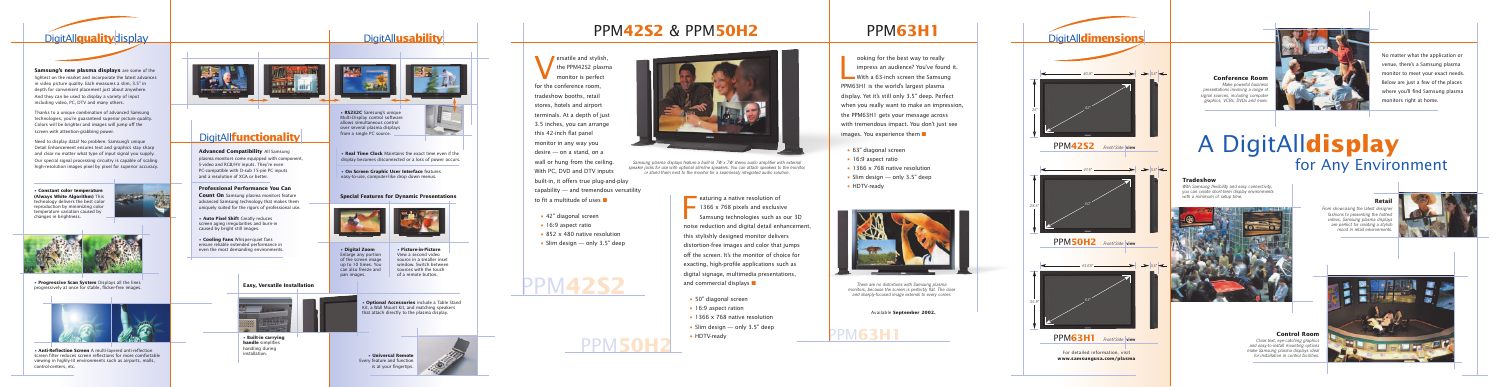## DigitAll**quality**display

**Samsung's new plasma displays** are some of the lightest on the market and incorporate the latest advances in video picture quality. Each measures a slim, 3.5" in depth for convenient placement just about anywhere. And they can be used to display a variety of input including video, PC, DTV and many others.

Thanks to a unique combination of advanced Samsung technologies, you're guaranteed superior picture quality. Colors will be brighter and images will jump off the screen with attention-grabbing power.

Need to display data? No problem. Samsung's unique Detail Enhancement ensures text and graphics stay sharp and clear no matter what type of input signal you supply. Our special signal processing circuitry is capable of scaling high-resolution images pixel by pixel for superior accuracy.

- **Constant color temperature (Always White Algorithm)** This technology delivers the best color reproduction by minimizing color temperature variation caused by changes in brightness.

- **Progressive Scan System** Displays all the lines progressively at once for stable, flicker-free images.

- **Anti-Reflection Screen** A multi-layered anti-reflection screen filter reduces screen reflections for more comfortable viewing in highly-lit environments such as airports, malls, control centers, etc.

## DigitAll**usability**

- **RS232C** Samsung's unique Multi-Display control software allows simultaneous control over several plasma displays from a single PC source.

## DigitAll**functionality**

**Advanced Compatibility** All Samsung plasma monitors come equipped with component, S-video and RGB/HV inputs. They're even PC-compatible with D-sub 15-pin PC inputs and a resolution of XGA or better.

**Professional Performance You Can Count On** Samsung plasma monitors feature advanced Samsung technology that makes them uniquely suited for the rigors of professional use.

- **Auto Pixel Shift** Greatly reduces screen aging irregularities and burn-in caused by bright still images.
- **Cooling Fans** Whisper-quiet fans ensure reliable extended performance in even the most demanding environments.

- **Real Time Clock** Maintains the exact time even if the display becomes disconnected or a loss of power occurs.
- **On Screen Graphic User Interface** Features easy-to-use, computer-like drop-down menus.

### Special Features for Dynamic Presentations

- **Digital Zoom** Enlarge any portion of the screen image up to 16 times. You can also freeze and pan images.
- **Picture-in-Picture** View a second video source in a smaller inset window. Switch between sources with the touch of a remote button.

### Easy, Versatile Installation

- **Optional Accessories** include a Table Stand kit, a Wall Mount kit, and matching speakers that attach directly to the plasma display.
- **Built-in carrying handle** simplifies handling during installation.
- **Universal Remote** Every feature and function is at your fingertips.

# PPM42S2 & PPM50H2

Versatile and stylish, the PPM42S2 plasma monitor is perfect for the conference room, tradeshow booths, retail stores, hotels and airport terminals. At a depth of just 3.5 inches, you can arrange this 42-inch flat panel monitor in any way you desire — on a stand, on a wall or hung from the ceiling. With PC, DVD and DTV inputs built-in, it offers true plug-and-play capability — and tremendous versatility to fit a multitude of uses

*Samsung plasma displays feature a built-in 7W x 7W stereo audio amplifier with external speaker jacks for use with optional slimline speakers. You can attach speakers to the monitor or stand them next to the monitor for a seamlessly integrated audio solution.*

- 42" diagonal screen
- 16:9 aspect ratio
- 852 x 480 native resolution
- Slim design — only 3.5" deep

PPM42S2

Featuring a native resolution of 1366 x 768 pixels and exclusive Samsung technologies such as our 3D noise reduction and digital detail enhancement, this stylishly designed monitor delivers distortion-free images and color that jumps off the screen. It's the monitor of choice for exacting, high-profile applications such as digital signage, multimedia presentations, and commercial displays

- 50" diagonal screen
- 16:9 aspect ration
- 1366 x 768 native resolution
- Slim design — only 3.5" deep
- HDTV-ready

PPM50H2

# PPM63H1

Looking for the best way to really impress an audience? You've found it. With a 63-inch screen the Samsung PPM63H1 is the world's largest plasma display. Yet it's still only 3.5" deep. Perfect when you really want to make an impression, the PPM63H1 gets your message across with tremendous impact. You don't just see images. You experience them

- 63" diagonal screen
- 16:9 aspect ratio
- 1366 x 768 native resolution
- Slim design — only 3.5" deep
- HDTV-ready

*There are no distortions with Samsung plasma monitors, because the screen is perfectly flat. The clear and sharply-focused image extends to every corner.*

Available **September 2002.**

PPM63H1

## DigitAll**dimensions**

PPM42S2 Front/Side view

PPM50H2 Front/Side view

PPM63H1 Front/Side view

For detailed information, visit **www.samsungusa.com/plasma**

No matter what the application or venue, there's a Samsung plasma monitor to meet your exact needs. Below are just a few of the places where you'll find Samsung plasma monitors right at home.

**Conference Room**
*Make powerful business presentations involving a range of signal sources, including computer graphics, VCRs, DVDs and more.*

# A DigitAll**display** for Any Environment

**Tradeshow**
*With Samsung flexibility and easy connectivity, you can create shortdown display environments with a minimum of setup time.*

**Retail**
*From showcasing the latest designer fashions to presenting the hottest videos, Samsung plasma displays are perfect for creating a stylish mood in retail environments.*

**Control Room**
*Clear text, eye-catching graphics and easy-to-install mounting options make Samsung plasma displays ideal for installation in control facilities.*